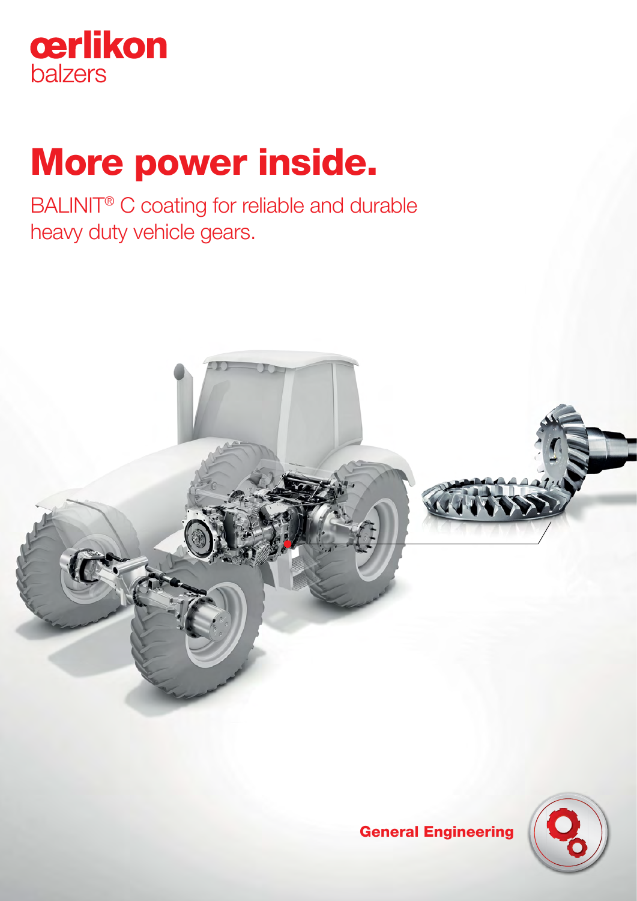oerlikon
balzers

# More power inside.

BALINIT® C coating for reliable and durable heavy duty vehicle gears.

General Engineering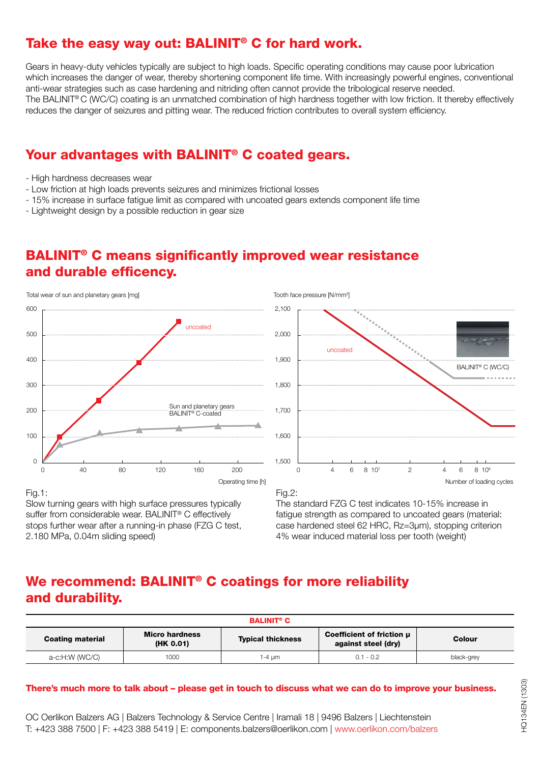## Take the easy way out: BALINIT® C for hard work.

Gears in heavy-duty vehicles typically are subject to high loads. Specific operating conditions may cause poor lubrication which increases the danger of wear, thereby shortening component life time. With increasingly powerful engines, conventional anti-wear strategies such as case hardening and nitriding often cannot provide the tribological reserve needed.
The BALINIT® C (WC/C) coating is an unmatched combination of high hardness together with low friction. It thereby effectively reduces the danger of seizures and pitting wear. The reduced friction contributes to overall system efficiency.

## Your advantages with BALINIT® C coated gears.

- High hardness decreases wear
- Low friction at high loads prevents seizures and minimizes frictional losses
- 15% increase in surface fatigue limit as compared with uncoated gears extends component life time
- Lightweight design by a possible reduction in gear size

## BALINIT® C means significantly improved wear resistance and durable efficency.

Total wear of sun and planetary gears [mg]
600
500
400
300
200
100
0
0 40 80 120 160 200
Operating time [h]
uncoated
Sun and planetary gears BALINIT® C-coated

Fig.1:
Slow turning gears with high surface pressures typically suffer from considerable wear. BALINIT® C effectively stops further wear after a running-in phase (FZG C test, 2.180 MPa, 0.04m sliding speed)

Tooth face pressure [N/mm²]
2,100
2,000
1,900
1,800
1,700
1,600
1,500
0 4 6 8 10⁷ 2 4 6 8 10⁸
Number of loading cycles
uncoated
BALINIT® C (WC/C)

Fig.2:
The standard FZG C test indicates 10-15% increase in fatigue strength as compared to uncoated gears (material: case hardened steel 62 HRC, Rz=3µm), stopping criterion 4% wear induced material loss per tooth (weight)

## We recommend: BALINIT® C coatings for more reliability and durability.

| BALINIT® C | | | | |
|---|---|---|---|---|
| **Coating material** | **Micro hardness (HK 0.01)** | **Typical thickness** | **Coefficient of friction µ against steel (dry)** | **Colour** |
| a-c:H:W (WC/C) | 1000 | 1-4 µm | 0.1 - 0.2 | black-grey |

**There's much more to talk about – please get in touch to discuss what we can do to improve your business.**

OC Oerlikon Balzers AG | Balzers Technology & Service Centre | Iramali 18 | 9496 Balzers | Liechtenstein
T: +423 388 7500 | F: +423 388 5419 | E: components.balzers@oerlikon.com | www.oerlikon.com/balzers

HQ134EN (1303)